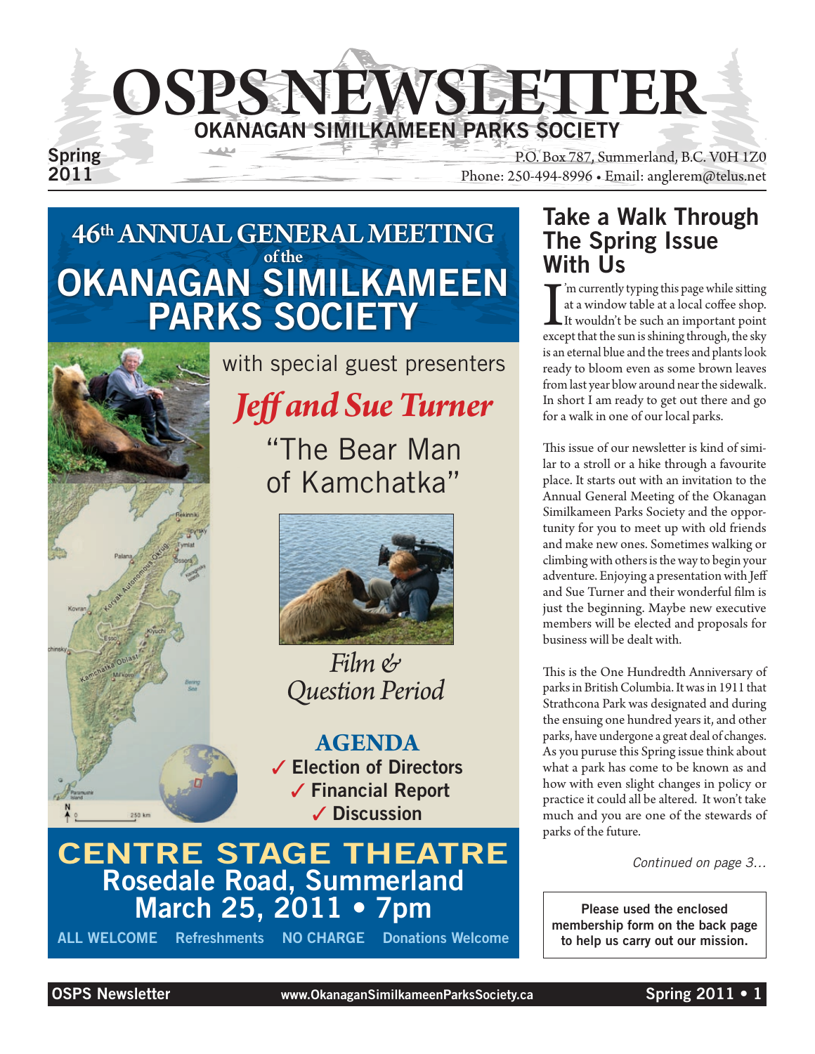# OSPS NEWSLETTER

## OKANAGAN SIMILKAMEEN PARKS SOCIETY

Spring 2011

P.O. Box 787, Summerland, B.C. V0H 1Z0
Phone: 250-494-8996 • Email: anglerem@telus.net

## 46th ANNUAL GENERAL MEETING of the OKANAGAN SIMILKAMEEN PARKS SOCIETY

with special guest presenters

***Jeff and Sue Turner***

"The Bear Man of Kamchatka"

*Film & Question Period*

**AGENDA**

- ✓ Election of Directors
- ✓ Financial Report
- ✓ Discussion

**CENTRE STAGE THEATRE**
**Rosedale Road, Summerland**
**March 25, 2011 • 7pm**

ALL WELCOME   Refreshments   NO CHARGE   Donations Welcome

## Take a Walk Through The Spring Issue With Us

I'm currently typing this page while sitting at a window table at a local coffee shop. It wouldn't be such an important point except that the sun is shining through, the sky is an eternal blue and the trees and plants look ready to bloom even as some brown leaves from last year blow around near the sidewalk. In short I am ready to get out there and go for a walk in one of our local parks.

This issue of our newsletter is kind of similar to a stroll or a hike through a favourite place. It starts out with an invitation to the Annual General Meeting of the Okanagan Similkameen Parks Society and the opportunity for you to meet up with old friends and make new ones. Sometimes walking or climbing with others is the way to begin your adventure. Enjoying a presentation with Jeff and Sue Turner and their wonderful film is just the beginning. Maybe new executive members will be elected and proposals for business will be dealt with.

This is the One Hundredth Anniversary of parks in British Columbia. It was in 1911 that Strathcona Park was designated and during the ensuing one hundred years it, and other parks, have undergone a great deal of changes. As you peruse this Spring issue think about what a park has come to be known as and how with even slight changes in policy or practice it could all be altered. It won't take much and you are one of the stewards of parks of the future.

*Continued on page 3...*

**Please used the enclosed membership form on the back page to help us carry out our mission.**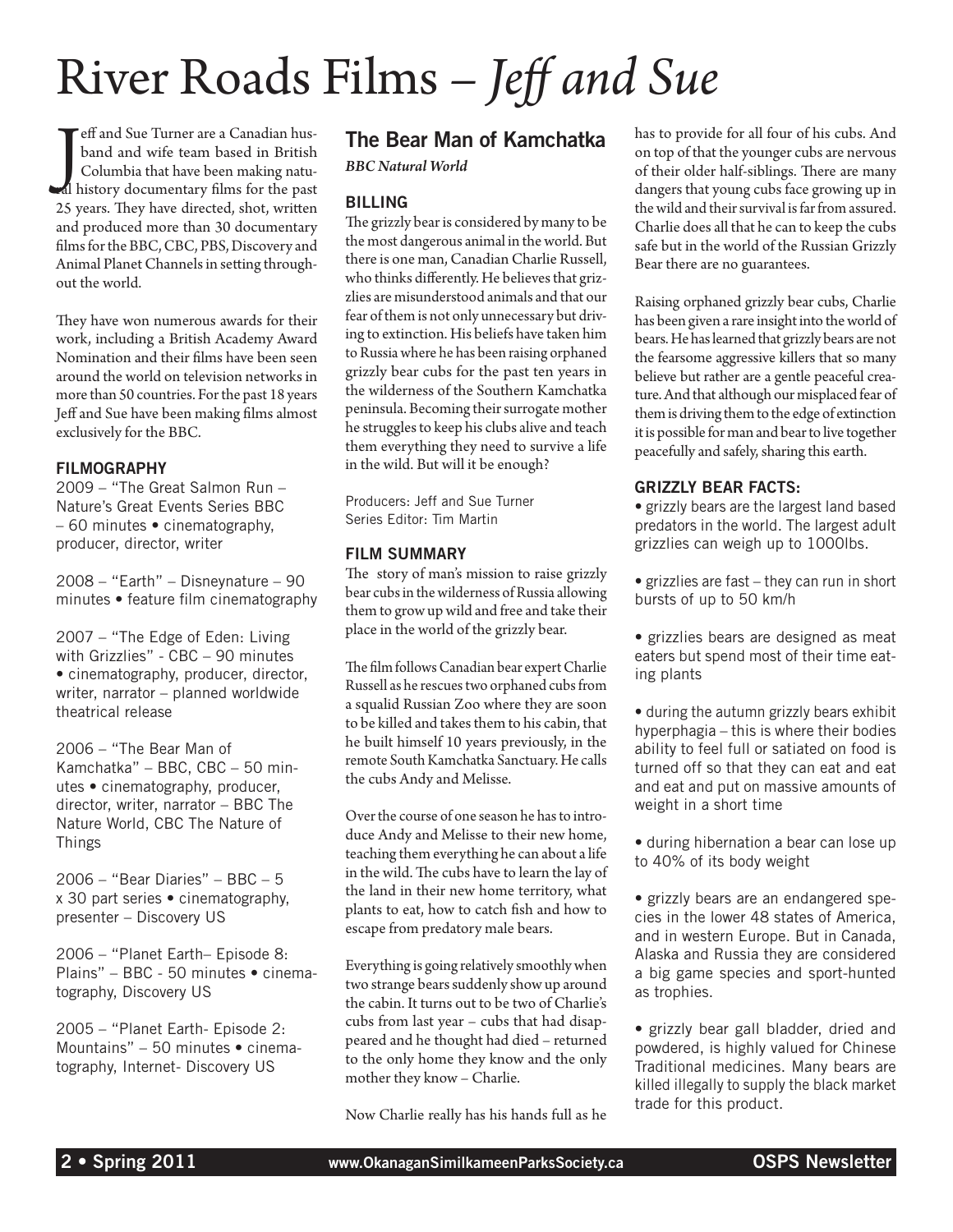# River Roads Films – *Jeff and Sue*

Jeff and Sue Turner are a Canadian husband and wife team based in British Columbia that have been making natural history documentary films for the past 25 years. They have directed, shot, written and produced more than 30 documentary films for the BBC, CBC, PBS, Discovery and Animal Planet Channels in setting throughout the world.

They have won numerous awards for their work, including a British Academy Award Nomination and their films have been seen around the world on television networks in more than 50 countries. For the past 18 years Jeff and Sue have been making films almost exclusively for the BBC.

### FILMOGRAPHY

2009 – "The Great Salmon Run – Nature's Great Events Series BBC – 60 minutes • cinematography, producer, director, writer

2008 – "Earth" – Disneynature – 90 minutes • feature film cinematography

2007 – "The Edge of Eden: Living with Grizzlies" - CBC – 90 minutes • cinematography, producer, director, writer, narrator – planned worldwide theatrical release

2006 – "The Bear Man of Kamchatka" – BBC, CBC – 50 minutes • cinematography, producer, director, writer, narrator – BBC The Nature World, CBC The Nature of Things

2006 – "Bear Diaries" – BBC – 5 x 30 part series • cinematography, presenter – Discovery US

2006 – "Planet Earth– Episode 8: Plains" – BBC - 50 minutes • cinematography, Discovery US

2005 – "Planet Earth- Episode 2: Mountains" – 50 minutes • cinematography, Internet- Discovery US

## The Bear Man of Kamchatka

***BBC Natural World***

### BILLING

The grizzly bear is considered by many to be the most dangerous animal in the world. But there is one man, Canadian Charlie Russell, who thinks differently. He believes that grizzlies are misunderstood animals and that our fear of them is not only unnecessary but driving to extinction. His beliefs have taken him to Russia where he has been raising orphaned grizzly bear cubs for the past ten years in the wilderness of the Southern Kamchatka peninsula. Becoming their surrogate mother he struggles to keep his clubs alive and teach them everything they need to survive a life in the wild. But will it be enough?

Producers: Jeff and Sue Turner
Series Editor: Tim Martin

### FILM SUMMARY

The story of man's mission to raise grizzly bear cubs in the wilderness of Russia allowing them to grow up wild and free and take their place in the world of the grizzly bear.

The film follows Canadian bear expert Charlie Russell as he rescues two orphaned cubs from a squalid Russian Zoo where they are soon to be killed and takes them to his cabin, that he built himself 10 years previously, in the remote South Kamchatka Sanctuary. He calls the cubs Andy and Melisse.

Over the course of one season he has to introduce Andy and Melisse to their new home, teaching them everything he can about a life in the wild. The cubs have to learn the lay of the land in their new home territory, what plants to eat, how to catch fish and how to escape from predatory male bears.

Everything is going relatively smoothly when two strange bears suddenly show up around the cabin. It turns out to be two of Charlie's cubs from last year – cubs that had disappeared and he thought had died – returned to the only home they know and the only mother they know – Charlie.

Now Charlie really has his hands full as he has to provide for all four of his cubs. And on top of that the younger cubs are nervous of their older half-siblings. There are many dangers that young cubs face growing up in the wild and their survival is far from assured. Charlie does all that he can to keep the cubs safe but in the world of the Russian Grizzly Bear there are no guarantees.

Raising orphaned grizzly bear cubs, Charlie has been given a rare insight into the world of bears. He has learned that grizzly bears are not the fearsome aggressive killers that so many believe but rather are a gentle peaceful creature. And that although our misplaced fear of them is driving them to the edge of extinction it is possible for man and bear to live together peacefully and safely, sharing this earth.

### GRIZZLY BEAR FACTS:

- grizzly bears are the largest land based predators in the world. The largest adult grizzlies can weigh up to 1000lbs.
- grizzlies are fast – they can run in short bursts of up to 50 km/h
- grizzlies bears are designed as meat eaters but spend most of their time eating plants
- during the autumn grizzly bears exhibit hyperphagia – this is where their bodies ability to feel full or satiated on food is turned off so that they can eat and eat and eat and put on massive amounts of weight in a short time
- during hibernation a bear can lose up to 40% of its body weight
- grizzly bears are an endangered species in the lower 48 states of America, and in western Europe. But in Canada, Alaska and Russia they are considered a big game species and sport-hunted as trophies.
- grizzly bear gall bladder, dried and powdered, is highly valued for Chinese Traditional medicines. Many bears are killed illegally to supply the black market trade for this product.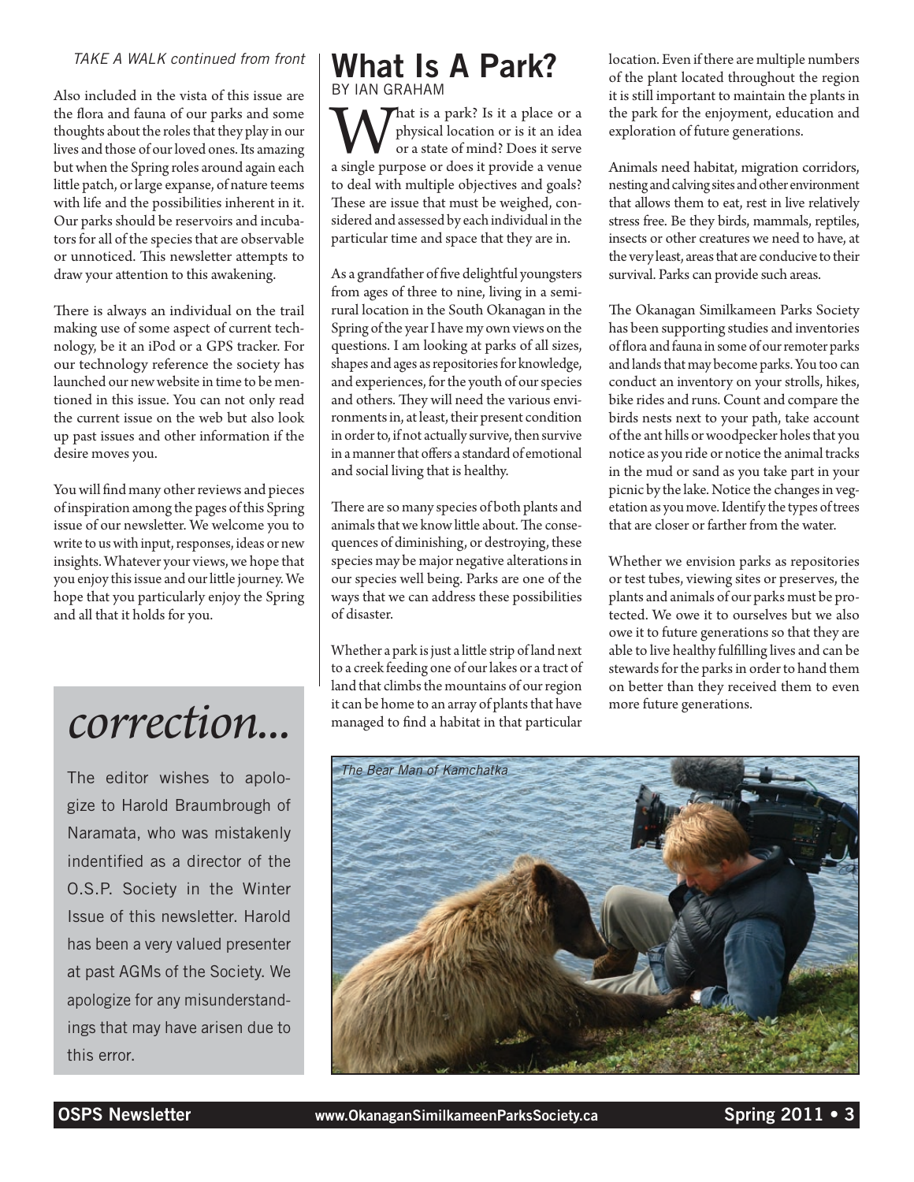*TAKE A WALK continued from front*

Also included in the vista of this issue are the flora and fauna of our parks and some thoughts about the roles that they play in our lives and those of our loved ones. Its amazing but when the Spring roles around again each little patch, or large expanse, of nature teems with life and the possibilities inherent in it. Our parks should be reservoirs and incubators for all of the species that are observable or unnoticed. This newsletter attempts to draw your attention to this awakening.

There is always an individual on the trail making use of some aspect of current technology, be it an iPod or a GPS tracker. For our technology reference the society has launched our new website in time to be mentioned in this issue. You can not only read the current issue on the web but also look up past issues and other information if the desire moves you.

You will find many other reviews and pieces of inspiration among the pages of this Spring issue of our newsletter. We welcome you to write to us with input, responses, ideas or new insights. Whatever your views, we hope that you enjoy this issue and our little journey. We hope that you particularly enjoy the Spring and all that it holds for you.

## *correction...*

The editor wishes to apologize to Harold Braumbrough of Naramata, who was mistakenly indentified as a director of the O.S.P. Society in the Winter Issue of this newsletter. Harold has been a very valued presenter at past AGMs of the Society. We apologize for any misunderstandings that may have arisen due to this error.

# What Is A Park?

BY IAN GRAHAM

What is a park? Is it a place or a physical location or is it an idea or a state of mind? Does it serve a single purpose or does it provide a venue to deal with multiple objectives and goals? These are issue that must be weighed, considered and assessed by each individual in the particular time and space that they are in.

As a grandfather of five delightful youngsters from ages of three to nine, living in a semi-rural location in the South Okanagan in the Spring of the year I have my own views on the questions. I am looking at parks of all sizes, shapes and ages as repositories for knowledge, and experiences, for the youth of our species and others. They will need the various environments in, at least, their present condition in order to, if not actually survive, then survive in a manner that offers a standard of emotional and social living that is healthy.

There are so many species of both plants and animals that we know little about. The consequences of diminishing, or destroying, these species may be major negative alterations in our species well being. Parks are one of the ways that we can address these possibilities of disaster.

Whether a park is just a little strip of land next to a creek feeding one of our lakes or a tract of land that climbs the mountains of our region it can be home to an array of plants that have managed to find a habitat in that particular location. Even if there are multiple numbers of the plant located throughout the region it is still important to maintain the plants in the park for the enjoyment, education and exploration of future generations.

Animals need habitat, migration corridors, nesting and calving sites and other environment that allows them to eat, rest in live relatively stress free. Be they birds, mammals, reptiles, insects or other creatures we need to have, at the very least, areas that are conducive to their survival. Parks can provide such areas.

The Okanagan Similkameen Parks Society has been supporting studies and inventories of flora and fauna in some of our remoter parks and lands that may become parks. You too can conduct an inventory on your strolls, hikes, bike rides and runs. Count and compare the birds nests next to your path, take account of the ant hills or woodpecker holes that you notice as you ride or notice the animal tracks in the mud or sand as you take part in your picnic by the lake. Notice the changes in vegetation as you move. Identify the types of trees that are closer or farther from the water.

Whether we envision parks as repositories or test tubes, viewing sites or preserves, the plants and animals of our parks must be protected. We owe it to ourselves but we also owe it to future generations so that they are able to live healthy fulfilling lives and can be stewards for the parks in order to hand them on better than they received them to even more future generations.

*The Bear Man of Kamchatka*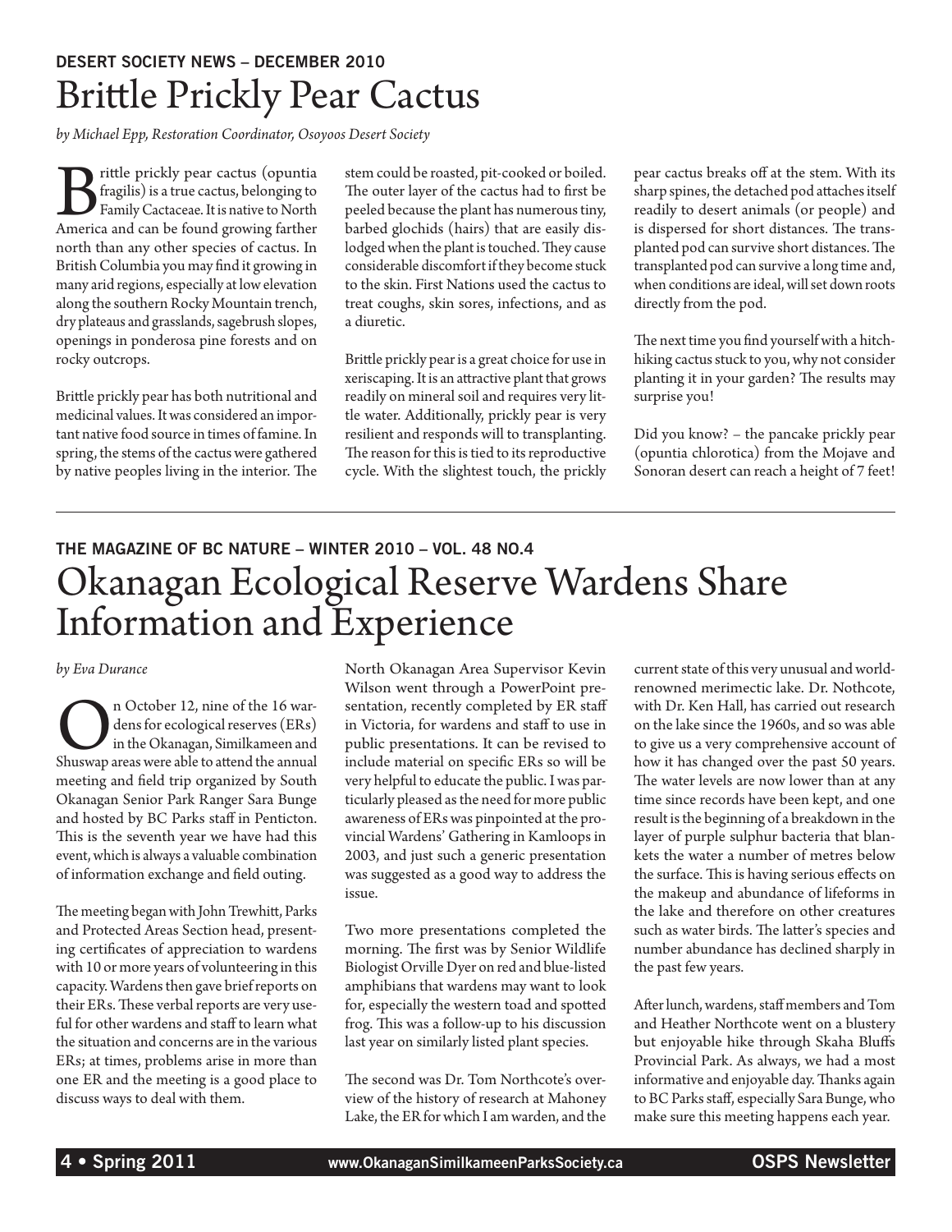## DESERT SOCIETY NEWS – DECEMBER 2010

# Brittle Prickly Pear Cactus

*by Michael Epp, Restoration Coordinator, Osoyoos Desert Society*

Brittle prickly pear cactus (opuntia fragilis) is a true cactus, belonging to Family Cactaceae. It is native to North America and can be found growing farther north than any other species of cactus. In British Columbia you may find it growing in many arid regions, especially at low elevation along the southern Rocky Mountain trench, dry plateaus and grasslands, sagebrush slopes, openings in ponderosa pine forests and on rocky outcrops.

Brittle prickly pear has both nutritional and medicinal values. It was considered an important native food source in times of famine. In spring, the stems of the cactus were gathered by native peoples living in the interior. The stem could be roasted, pit-cooked or boiled. The outer layer of the cactus had to first be peeled because the plant has numerous tiny, barbed glochids (hairs) that are easily dislodged when the plant is touched. They cause considerable discomfort if they become stuck to the skin. First Nations used the cactus to treat coughs, skin sores, infections, and as a diuretic.

Brittle prickly pear is a great choice for use in xeriscaping. It is an attractive plant that grows readily on mineral soil and requires very little water. Additionally, prickly pear is very resilient and responds will to transplanting. The reason for this is tied to its reproductive cycle. With the slightest touch, the prickly pear cactus breaks off at the stem. With its sharp spines, the detached pod attaches itself readily to desert animals (or people) and is dispersed for short distances. The transplanted pod can survive short distances. The transplanted pod can survive a long time and, when conditions are ideal, will set down roots directly from the pod.

The next time you find yourself with a hitchhiking cactus stuck to you, why not consider planting it in your garden? The results may surprise you!

Did you know? – the pancake prickly pear (opuntia chlorotica) from the Mojave and Sonoran desert can reach a height of 7 feet!

---

## THE MAGAZINE OF BC NATURE – WINTER 2010 – VOL. 48 NO.4

# Okanagan Ecological Reserve Wardens Share Information and Experience

*by Eva Durance*

On October 12, nine of the 16 wardens for ecological reserves (ERs) in the Okanagan, Similkameen and Shuswap areas were able to attend the annual meeting and field trip organized by South Okanagan Senior Park Ranger Sara Bunge and hosted by BC Parks staff in Penticton. This is the seventh year we have had this event, which is always a valuable combination of information exchange and field outing.

The meeting began with John Trewhitt, Parks and Protected Areas Section head, presenting certificates of appreciation to wardens with 10 or more years of volunteering in this capacity. Wardens then gave brief reports on their ERs. These verbal reports are very useful for other wardens and staff to learn what the situation and concerns are in the various ERs; at times, problems arise in more than one ER and the meeting is a good place to discuss ways to deal with them.

North Okanagan Area Supervisor Kevin Wilson went through a PowerPoint presentation, recently completed by ER staff in Victoria, for wardens and staff to use in public presentations. It can be revised to include material on specific ERs so will be very helpful to educate the public. I was particularly pleased as the need for more public awareness of ERs was pinpointed at the provincial Wardens' Gathering in Kamloops in 2003, and just such a generic presentation was suggested as a good way to address the issue.

Two more presentations completed the morning. The first was by Senior Wildlife Biologist Orville Dyer on red and blue-listed amphibians that wardens may want to look for, especially the western toad and spotted frog. This was a follow-up to his discussion last year on similarly listed plant species.

The second was Dr. Tom Northcote's overview of the history of research at Mahoney Lake, the ER for which I am warden, and the current state of this very unusual and world-renowned merimectic lake. Dr. Nothcote, with Dr. Ken Hall, has carried out research on the lake since the 1960s, and so was able to give us a very comprehensive account of how it has changed over the past 50 years. The water levels are now lower than at any time since records have been kept, and one result is the beginning of a breakdown in the layer of purple sulphur bacteria that blankets the water a number of metres below the surface. This is having serious effects on the makeup and abundance of lifeforms in the lake and therefore on other creatures such as water birds. The latter's species and number abundance has declined sharply in the past few years.

After lunch, wardens, staff members and Tom and Heather Northcote went on a blustery but enjoyable hike through Skaha Bluffs Provincial Park. As always, we had a most informative and enjoyable day. Thanks again to BC Parks staff, especially Sara Bunge, who make sure this meeting happens each year.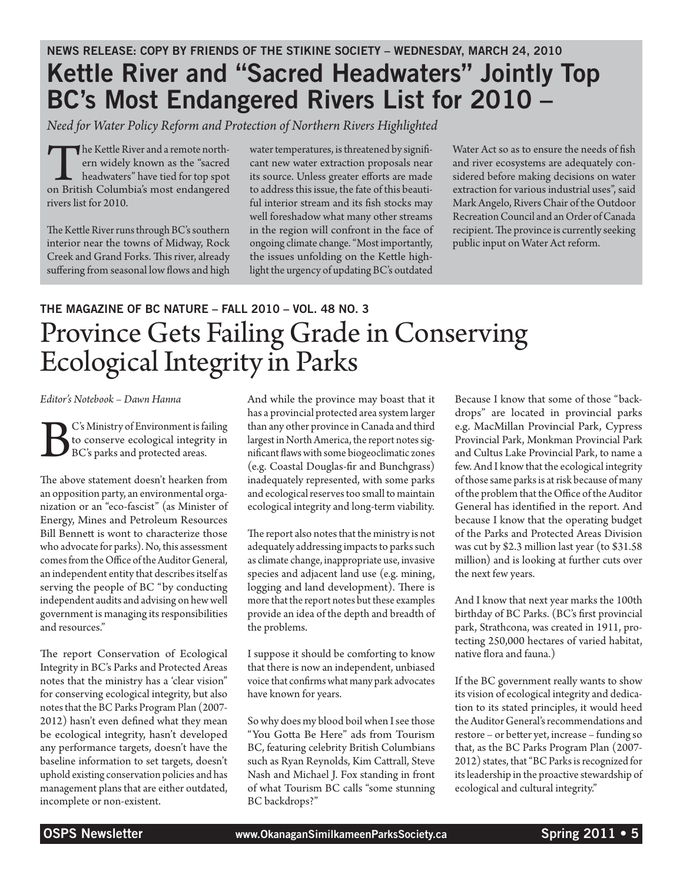NEWS RELEASE: COPY BY FRIENDS OF THE STIKINE SOCIETY – WEDNESDAY, MARCH 24, 2010

## Kettle River and "Sacred Headwaters" Jointly Top BC's Most Endangered Rivers List for 2010 –

*Need for Water Policy Reform and Protection of Northern Rivers Highlighted*

The Kettle River and a remote northern widely known as the "sacred headwaters" have tied for top spot on British Columbia's most endangered rivers list for 2010.

The Kettle River runs through BC's southern interior near the towns of Midway, Rock Creek and Grand Forks. This river, already suffering from seasonal low flows and high water temperatures, is threatened by significant new water extraction proposals near its source. Unless greater efforts are made to address this issue, the fate of this beautiful interior stream and its fish stocks may well foreshadow what many other streams in the region will confront in the face of ongoing climate change. "Most importantly, the issues unfolding on the Kettle highlight the urgency of updating BC's outdated Water Act so as to ensure the needs of fish and river ecosystems are adequately considered before making decisions on water extraction for various industrial uses", said Mark Angelo, Rivers Chair of the Outdoor Recreation Council and an Order of Canada recipient. The province is currently seeking public input on Water Act reform.

THE MAGAZINE OF BC NATURE – FALL 2010 – VOL. 48 NO. 3

# Province Gets Failing Grade in Conserving Ecological Integrity in Parks

*Editor's Notebook – Dawn Hanna*

BC's Ministry of Environment is failing to conserve ecological integrity in BC's parks and protected areas.

The above statement doesn't hearken from an opposition party, an environmental organization or an "eco-fascist" (as Minister of Energy, Mines and Petroleum Resources Bill Bennett is wont to characterize those who advocate for parks). No, this assessment comes from the Office of the Auditor General, an independent entity that describes itself as serving the people of BC "by conducting independent audits and advising on hew well government is managing its responsibilities and resources."

The report Conservation of Ecological Integrity in BC's Parks and Protected Areas notes that the ministry has a 'clear vision" for conserving ecological integrity, but also notes that the BC Parks Program Plan (2007-2012) hasn't even defined what they mean be ecological integrity, hasn't developed any performance targets, doesn't have the baseline information to set targets, doesn't uphold existing conservation policies and has management plans that are either outdated, incomplete or non-existent.

And while the province may boast that it has a provincial protected area system larger than any other province in Canada and third largest in North America, the report notes significant flaws with some biogeoclimatic zones (e.g. Coastal Douglas-fir and Bunchgrass) inadequately represented, with some parks and ecological reserves too small to maintain ecological integrity and long-term viability.

The report also notes that the ministry is not adequately addressing impacts to parks such as climate change, inappropriate use, invasive species and adjacent land use (e.g. mining, logging and land development). There is more that the report notes but these examples provide an idea of the depth and breadth of the problems.

I suppose it should be comforting to know that there is now an independent, unbiased voice that confirms what many park advocates have known for years.

So why does my blood boil when I see those "You Gotta Be Here" ads from Tourism BC, featuring celebrity British Columbians such as Ryan Reynolds, Kim Cattrall, Steve Nash and Michael J. Fox standing in front of what Tourism BC calls "some stunning BC backdrops?"

Because I know that some of those "backdrops" are located in provincial parks e.g. MacMillan Provincial Park, Cypress Provincial Park, Monkman Provincial Park and Cultus Lake Provincial Park, to name a few. And I know that the ecological integrity of those same parks is at risk because of many of the problem that the Office of the Auditor General has identified in the report. And because I know that the operating budget of the Parks and Protected Areas Division was cut by $2.3 million last year (to $31.58 million) and is looking at further cuts over the next few years.

And I know that next year marks the 100th birthday of BC Parks. (BC's first provincial park, Strathcona, was created in 1911, protecting 250,000 hectares of varied habitat, native flora and fauna.)

If the BC government really wants to show its vision of ecological integrity and dedication to its stated principles, it would heed the Auditor General's recommendations and restore – or better yet, increase – funding so that, as the BC Parks Program Plan (2007-2012) states, that "BC Parks is recognized for its leadership in the proactive stewardship of ecological and cultural integrity."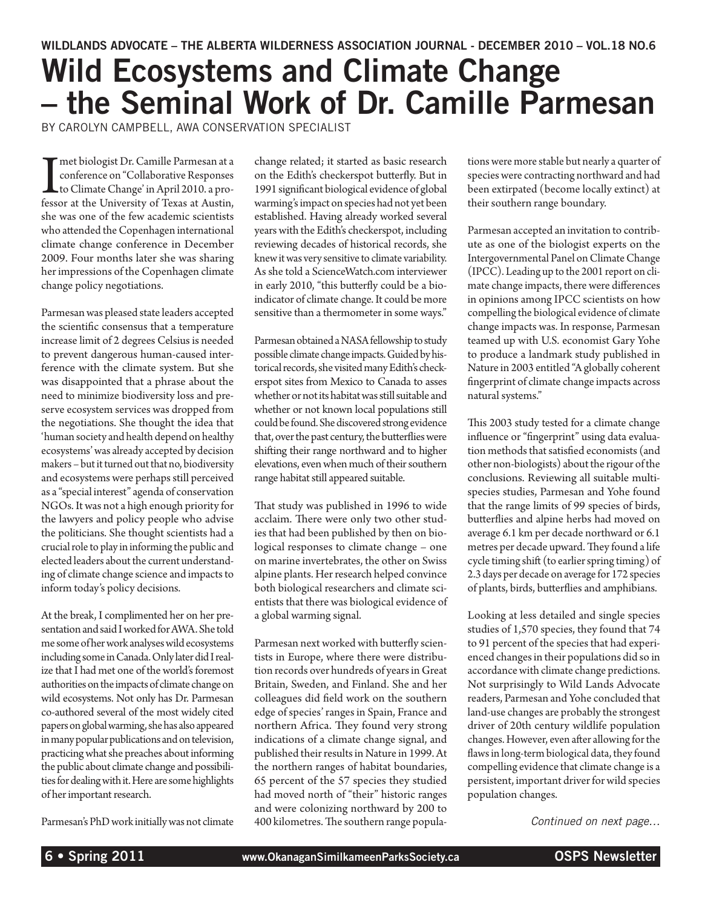**WILDLANDS ADVOCATE – THE ALBERTA WILDERNESS ASSOCIATION JOURNAL - DECEMBER 2010 – VOL.18 NO.6**

# Wild Ecosystems and Climate Change – the Seminal Work of Dr. Camille Parmesan

BY CAROLYN CAMPBELL, AWA CONSERVATION SPECIALIST

I met biologist Dr. Camille Parmesan at a conference on "Collaborative Responses to Climate Change' in April 2010. a professor at the University of Texas at Austin, she was one of the few academic scientists who attended the Copenhagen international climate change conference in December 2009. Four months later she was sharing her impressions of the Copenhagen climate change policy negotiations.

Parmesan was pleased state leaders accepted the scientific consensus that a temperature increase limit of 2 degrees Celsius is needed to prevent dangerous human-caused interference with the climate system. But she was disappointed that a phrase about the need to minimize biodiversity loss and preserve ecosystem services was dropped from the negotiations. She thought the idea that 'human society and health depend on healthy ecosystems' was already accepted by decision makers – but it turned out that no, biodiversity and ecosystems were perhaps still perceived as a "special interest" agenda of conservation NGOs. It was not a high enough priority for the lawyers and policy people who advise the politicians. She thought scientists had a crucial role to play in informing the public and elected leaders about the current understanding of climate change science and impacts to inform today's policy decisions.

At the break, I complimented her on her presentation and said I worked for AWA. She told me some of her work analyses wild ecosystems including some in Canada. Only later did I realize that I had met one of the world's foremost authorities on the impacts of climate change on wild ecosystems. Not only has Dr. Parmesan co-authored several of the most widely cited papers on global warming, she has also appeared in many popular publications and on television, practicing what she preaches about informing the public about climate change and possibilities for dealing with it. Here are some highlights of her important research.

Parmesan's PhD work initially was not climate change related; it started as basic research on the Edith's checkerspot butterfly. But in 1991 significant biological evidence of global warming's impact on species had not yet been established. Having already worked several years with the Edith's checkerspot, including reviewing decades of historical records, she knew it was very sensitive to climate variability. As she told a ScienceWatch.com interviewer in early 2010, "this butterfly could be a bioindicator of climate change. It could be more sensitive than a thermometer in some ways."

Parmesan obtained a NASA fellowship to study possible climate change impacts. Guided by historical records, she visited many Edith's checkerspot sites from Mexico to Canada to asses whether or not its habitat was still suitable and whether or not known local populations still could be found. She discovered strong evidence that, over the past century, the butterflies were shifting their range northward and to higher elevations, even when much of their southern range habitat still appeared suitable.

That study was published in 1996 to wide acclaim. There were only two other studies that had been published by then on biological responses to climate change – one on marine invertebrates, the other on Swiss alpine plants. Her research helped convince both biological researchers and climate scientists that there was biological evidence of a global warming signal.

Parmesan next worked with butterfly scientists in Europe, where there were distribution records over hundreds of years in Great Britain, Sweden, and Finland. She and her colleagues did field work on the southern edge of species' ranges in Spain, France and northern Africa. They found very strong indications of a climate change signal, and published their results in Nature in 1999. At the northern ranges of habitat boundaries, 65 percent of the 57 species they studied had moved north of "their" historic ranges and were colonizing northward by 200 to 400 kilometres. The southern range populations were more stable but nearly a quarter of species were contracting northward and had been extirpated (become locally extinct) at their southern range boundary.

Parmesan accepted an invitation to contribute as one of the biologist experts on the Intergovernmental Panel on Climate Change (IPCC). Leading up to the 2001 report on climate change impacts, there were differences in opinions among IPCC scientists on how compelling the biological evidence of climate change impacts was. In response, Parmesan teamed up with U.S. economist Gary Yohe to produce a landmark study published in Nature in 2003 entitled "A globally coherent fingerprint of climate change impacts across natural systems."

This 2003 study tested for a climate change influence or "fingerprint" using data evaluation methods that satisfied economists (and other non-biologists) about the rigour of the conclusions. Reviewing all suitable multi-species studies, Parmesan and Yohe found that the range limits of 99 species of birds, butterflies and alpine herbs had moved on average 6.1 km per decade northward or 6.1 metres per decade upward. They found a life cycle timing shift (to earlier spring timing) of 2.3 days per decade on average for 172 species of plants, birds, butterflies and amphibians.

Looking at less detailed and single species studies of 1,570 species, they found that 74 to 91 percent of the species that had experienced changes in their populations did so in accordance with climate change predictions. Not surprisingly to Wild Lands Advocate readers, Parmesan and Yohe concluded that land-use changes are probably the strongest driver of 20th century wildlife population changes. However, even after allowing for the flaws in long-term biological data, they found compelling evidence that climate change is a persistent, important driver for wild species population changes.

*Continued on next page…*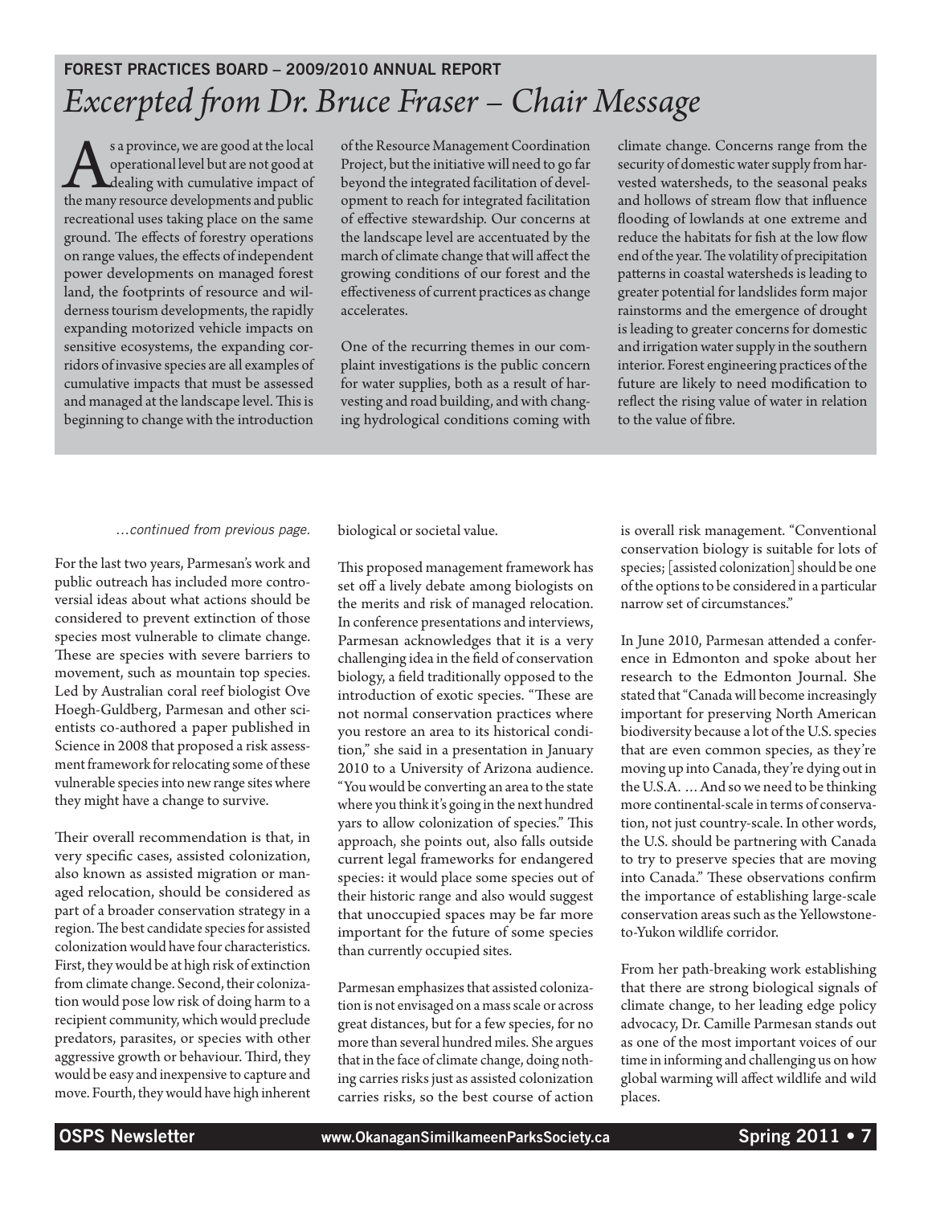## FOREST PRACTICES BOARD – 2009/2010 ANNUAL REPORT

# *Excerpted from Dr. Bruce Fraser – Chair Message*

As a province, we are good at the local operational level but are not good at dealing with cumulative impact of the many resource developments and public recreational uses taking place on the same ground. The effects of forestry operations on range values, the effects of independent power developments on managed forest land, the footprints of resource and wilderness tourism developments, the rapidly expanding motorized vehicle impacts on sensitive ecosystems, the expanding corridors of invasive species are all examples of cumulative impacts that must be assessed and managed at the landscape level. This is beginning to change with the introduction of the Resource Management Coordination Project, but the initiative will need to go far beyond the integrated facilitation of development to reach for integrated facilitation of effective stewardship. Our concerns at the landscape level are accentuated by the march of climate change that will affect the growing conditions of our forest and the effectiveness of current practices as change accelerates.

One of the recurring themes in our complaint investigations is the public concern for water supplies, both as a result of harvesting and road building, and with changing hydrological conditions coming with climate change. Concerns range from the security of domestic water supply from harvested watersheds, to the seasonal peaks and hollows of stream flow that influence flooding of lowlands at one extreme and reduce the habitats for fish at the low flow end of the year. The volatility of precipitation patterns in coastal watersheds is leading to greater potential for landslides form major rainstorms and the emergence of drought is leading to greater concerns for domestic and irrigation water supply in the southern interior. Forest engineering practices of the future are likely to need modification to reflect the rising value of water in relation to the value of fibre.

*…continued from previous page.*

For the last two years, Parmesan's work and public outreach has included more controversial ideas about what actions should be considered to prevent extinction of those species most vulnerable to climate change. These are species with severe barriers to movement, such as mountain top species. Led by Australian coral reef biologist Ove Hoegh-Guldberg, Parmesan and other scientists co-authored a paper published in Science in 2008 that proposed a risk assessment framework for relocating some of these vulnerable species into new range sites where they might have a change to survive.

Their overall recommendation is that, in very specific cases, assisted colonization, also known as assisted migration or managed relocation, should be considered as part of a broader conservation strategy in a region. The best candidate species for assisted colonization would have four characteristics. First, they would be at high risk of extinction from climate change. Second, their colonization would pose low risk of doing harm to a recipient community, which would preclude predators, parasites, or species with other aggressive growth or behaviour. Third, they would be easy and inexpensive to capture and move. Fourth, they would have high inherent biological or societal value.

This proposed management framework has set off a lively debate among biologists on the merits and risk of managed relocation. In conference presentations and interviews, Parmesan acknowledges that it is a very challenging idea in the field of conservation biology, a field traditionally opposed to the introduction of exotic species. "These are not normal conservation practices where you restore an area to its historical condition," she said in a presentation in January 2010 to a University of Arizona audience. "You would be converting an area to the state where you think it's going in the next hundred yars to allow colonization of species." This approach, she points out, also falls outside current legal frameworks for endangered species: it would place some species out of their historic range and also would suggest that unoccupied spaces may be far more important for the future of some species than currently occupied sites.

Parmesan emphasizes that assisted colonization is not envisaged on a mass scale or across great distances, but for a few species, for no more than several hundred miles. She argues that in the face of climate change, doing nothing carries risks just as assisted colonization carries risks, so the best course of action is overall risk management. "Conventional conservation biology is suitable for lots of species; [assisted colonization] should be one of the options to be considered in a particular narrow set of circumstances."

In June 2010, Parmesan attended a conference in Edmonton and spoke about her research to the Edmonton Journal. She stated that "Canada will become increasingly important for preserving North American biodiversity because a lot of the U.S. species that are even common species, as they're moving up into Canada, they're dying out in the U.S.A. … And so we need to be thinking more continental-scale in terms of conservation, not just country-scale. In other words, the U.S. should be partnering with Canada to try to preserve species that are moving into Canada." These observations confirm the importance of establishing large-scale conservation areas such as the Yellowstone-to-Yukon wildlife corridor.

From her path-breaking work establishing that there are strong biological signals of climate change, to her leading edge policy advocacy, Dr. Camille Parmesan stands out as one of the most important voices of our time in informing and challenging us on how global warming will affect wildlife and wild places.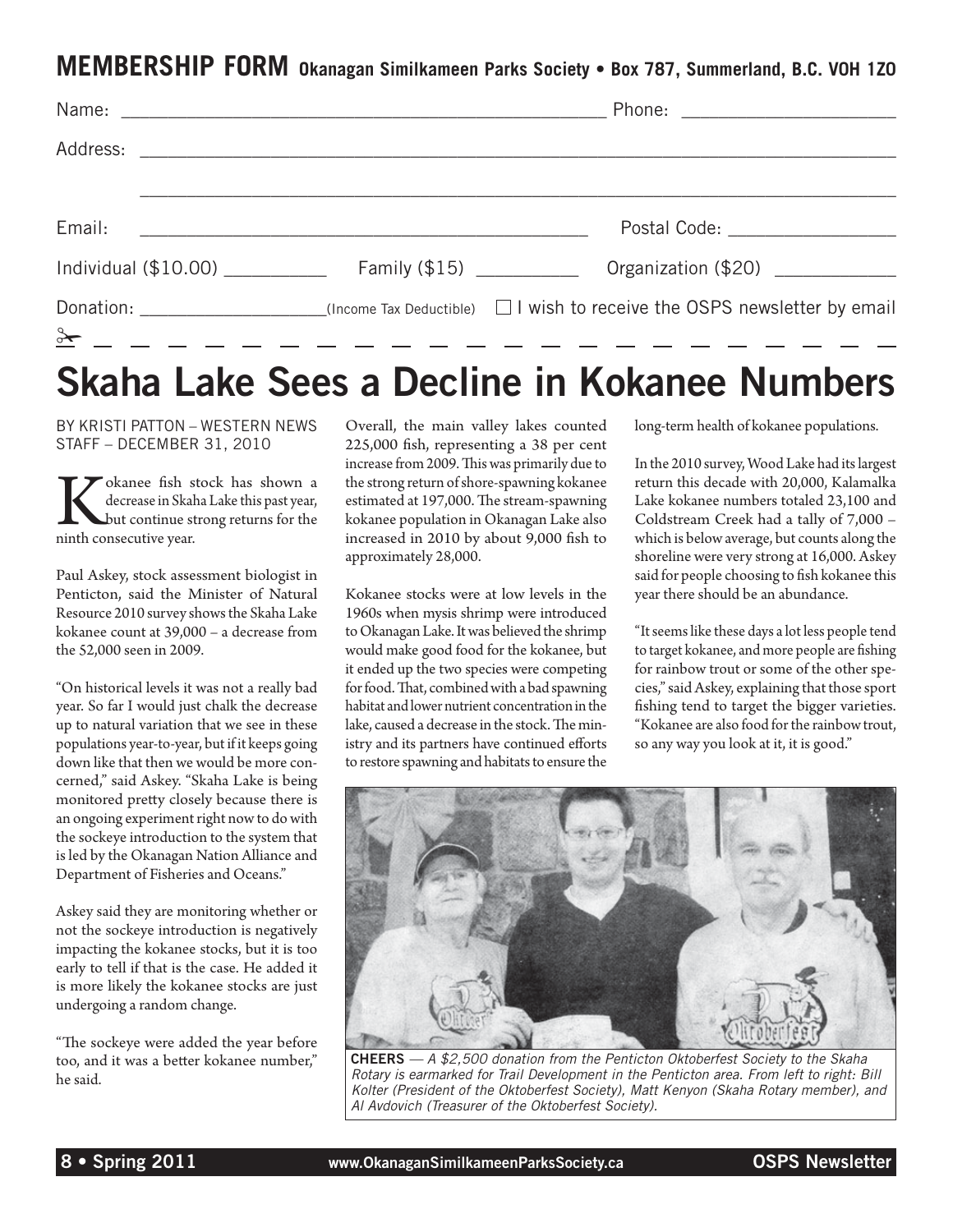## MEMBERSHIP FORM Okanagan Similkameen Parks Society • Box 787, Summerland, B.C. V0H 1Z0

Name: ______________________________ Phone: ______________

Address: ______________________________________________

______________________________________________

Email: ______________________________ Postal Code: ____________

Individual ($10.00) __________ Family ($15) __________ Organization ($20) ____________

Donation: ________________(Income Tax Deductible) ☐ I wish to receive the OSPS newsletter by email

# Skaha Lake Sees a Decline in Kokanee Numbers

BY KRISTI PATTON – WESTERN NEWS STAFF – DECEMBER 31, 2010

Kokanee fish stock has shown a decrease in Skaha Lake this past year, but continue strong returns for the ninth consecutive year.

Paul Askey, stock assessment biologist in Penticton, said the Minister of Natural Resource 2010 survey shows the Skaha Lake kokanee count at 39,000 – a decrease from the 52,000 seen in 2009.

"On historical levels it was not a really bad year. So far I would just chalk the decrease up to natural variation that we see in these populations year-to-year, but if it keeps going down like that then we would be more concerned," said Askey. "Skaha Lake is being monitored pretty closely because there is an ongoing experiment right now to do with the sockeye introduction to the system that is led by the Okanagan Nation Alliance and Department of Fisheries and Oceans."

Askey said they are monitoring whether or not the sockeye introduction is negatively impacting the kokanee stocks, but it is too early to tell if that is the case. He added it is more likely the kokanee stocks are just undergoing a random change.

"The sockeye were added the year before too, and it was a better kokanee number," he said.

Overall, the main valley lakes counted 225,000 fish, representing a 38 per cent increase from 2009. This was primarily due to the strong return of shore-spawning kokanee estimated at 197,000. The stream-spawning kokanee population in Okanagan Lake also increased in 2010 by about 9,000 fish to approximately 28,000.

Kokanee stocks were at low levels in the 1960s when mysis shrimp were introduced to Okanagan Lake. It was believed the shrimp would make good food for the kokanee, but it ended up the two species were competing for food. That, combined with a bad spawning habitat and lower nutrient concentration in the lake, caused a decrease in the stock. The ministry and its partners have continued efforts to restore spawning and habitats to ensure the long-term health of kokanee populations.

In the 2010 survey, Wood Lake had its largest return this decade with 20,000, Kalamalka Lake kokanee numbers totaled 23,100 and Coldstream Creek had a tally of 7,000 – which is below average, but counts along the shoreline were very strong at 16,000. Askey said for people choosing to fish kokanee this year there should be an abundance.

"It seems like these days a lot less people tend to target kokanee, and more people are fishing for rainbow trout or some of the other species," said Askey, explaining that those sport fishing tend to target the bigger varieties. "Kokanee are also food for the rainbow trout, so any way you look at it, it is good."

**CHEERS** — *A $2,500 donation from the Penticton Oktoberfest Society to the Skaha Rotary is earmarked for Trail Development in the Penticton area. From left to right: Bill Kolter (President of the Oktoberfest Society), Matt Kenyon (Skaha Rotary member), and Al Avdovich (Treasurer of the Oktoberfest Society).*